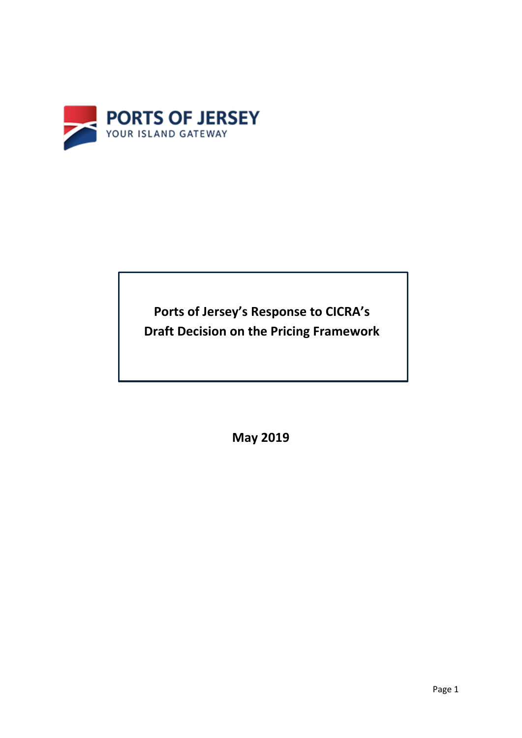PORTS OF JERSEY

YOUR ISLAND GATEWAY

# Ports of Jersey's Response to CICRA's Draft Decision on the Pricing Framework

**May 2019**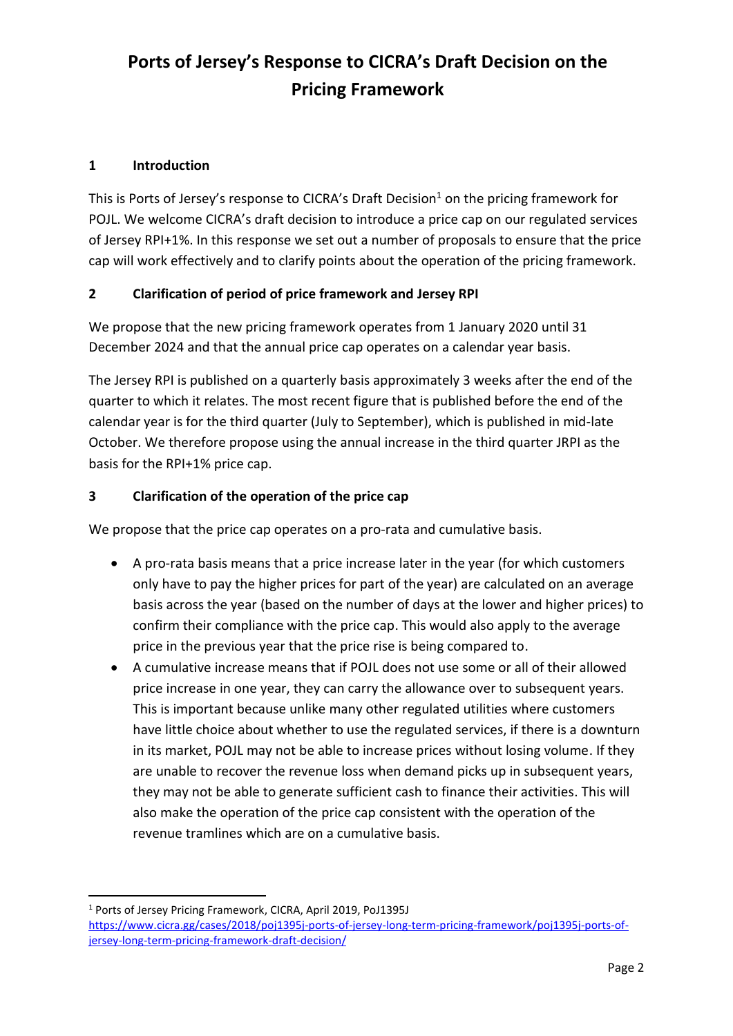# Ports of Jersey's Response to CICRA's Draft Decision on the Pricing Framework

## 1 Introduction

This is Ports of Jersey's response to CICRA's Draft Decision[1] on the pricing framework for POJL. We welcome CICRA's draft decision to introduce a price cap on our regulated services of Jersey RPI+1%. In this response we set out a number of proposals to ensure that the price cap will work effectively and to clarify points about the operation of the pricing framework.

## 2 Clarification of period of price framework and Jersey RPI

We propose that the new pricing framework operates from 1 January 2020 until 31 December 2024 and that the annual price cap operates on a calendar year basis.

The Jersey RPI is published on a quarterly basis approximately 3 weeks after the end of the quarter to which it relates. The most recent figure that is published before the end of the calendar year is for the third quarter (July to September), which is published in mid-late October. We therefore propose using the annual increase in the third quarter JRPI as the basis for the RPI+1% price cap.

## 3 Clarification of the operation of the price cap

We propose that the price cap operates on a pro-rata and cumulative basis.

- A pro-rata basis means that a price increase later in the year (for which customers only have to pay the higher prices for part of the year) are calculated on an average basis across the year (based on the number of days at the lower and higher prices) to confirm their compliance with the price cap. This would also apply to the average price in the previous year that the price rise is being compared to.
- A cumulative increase means that if POJL does not use some or all of their allowed price increase in one year, they can carry the allowance over to subsequent years. This is important because unlike many other regulated utilities where customers have little choice about whether to use the regulated services, if there is a downturn in its market, POJL may not be able to increase prices without losing volume. If they are unable to recover the revenue loss when demand picks up in subsequent years, they may not be able to generate sufficient cash to finance their activities. This will also make the operation of the price cap consistent with the operation of the revenue tramlines which are on a cumulative basis.

---

[1] Ports of Jersey Pricing Framework, CICRA, April 2019, PoJ1395J https://www.cicra.gg/cases/2018/poj1395j-ports-of-jersey-long-term-pricing-framework/poj1395j-ports-of-jersey-long-term-pricing-framework-draft-decision/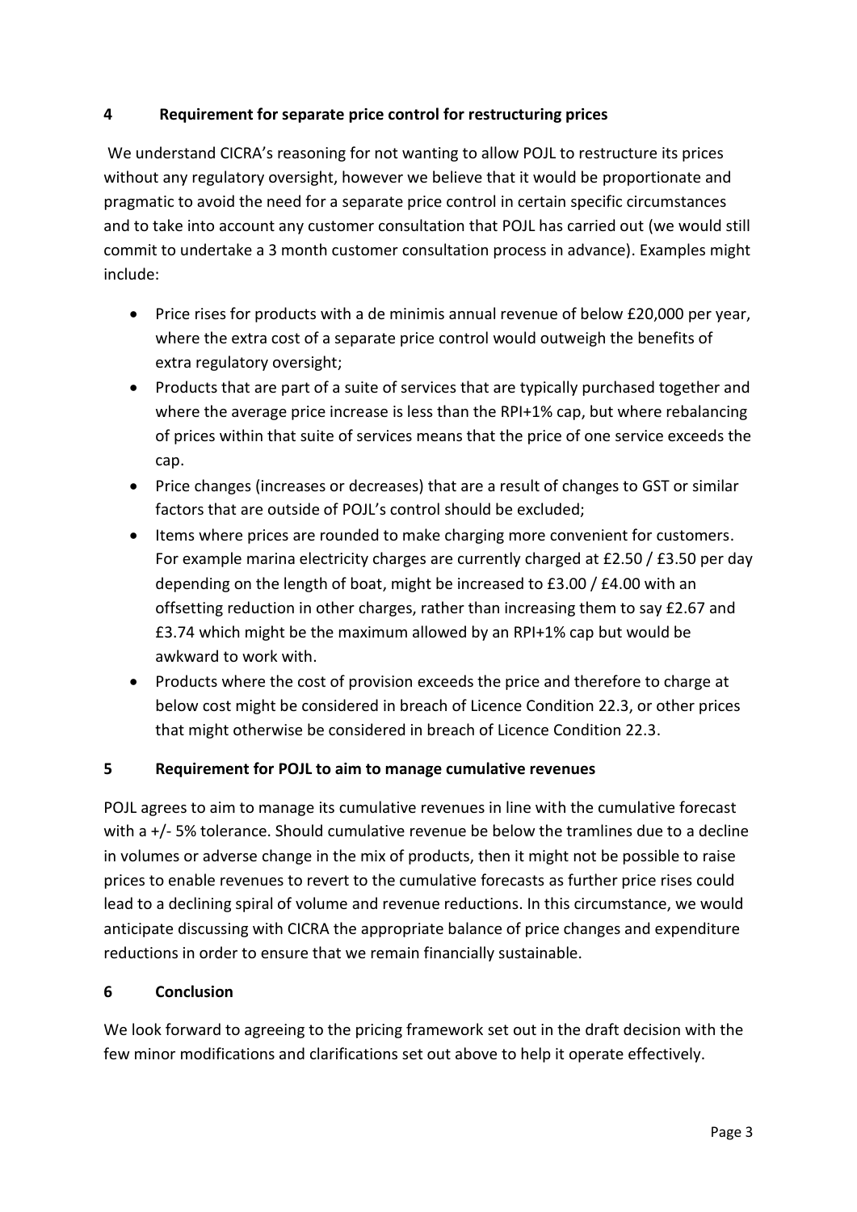## 4 Requirement for separate price control for restructuring prices

We understand CICRA's reasoning for not wanting to allow POJL to restructure its prices without any regulatory oversight, however we believe that it would be proportionate and pragmatic to avoid the need for a separate price control in certain specific circumstances and to take into account any customer consultation that POJL has carried out (we would still commit to undertake a 3 month customer consultation process in advance). Examples might include:

- Price rises for products with a de minimis annual revenue of below £20,000 per year, where the extra cost of a separate price control would outweigh the benefits of extra regulatory oversight;
- Products that are part of a suite of services that are typically purchased together and where the average price increase is less than the RPI+1% cap, but where rebalancing of prices within that suite of services means that the price of one service exceeds the cap.
- Price changes (increases or decreases) that are a result of changes to GST or similar factors that are outside of POJL's control should be excluded;
- Items where prices are rounded to make charging more convenient for customers. For example marina electricity charges are currently charged at £2.50 / £3.50 per day depending on the length of boat, might be increased to £3.00 / £4.00 with an offsetting reduction in other charges, rather than increasing them to say £2.67 and £3.74 which might be the maximum allowed by an RPI+1% cap but would be awkward to work with.
- Products where the cost of provision exceeds the price and therefore to charge at below cost might be considered in breach of Licence Condition 22.3, or other prices that might otherwise be considered in breach of Licence Condition 22.3.

## 5 Requirement for POJL to aim to manage cumulative revenues

POJL agrees to aim to manage its cumulative revenues in line with the cumulative forecast with a +/- 5% tolerance. Should cumulative revenue be below the tramlines due to a decline in volumes or adverse change in the mix of products, then it might not be possible to raise prices to enable revenues to revert to the cumulative forecasts as further price rises could lead to a declining spiral of volume and revenue reductions. In this circumstance, we would anticipate discussing with CICRA the appropriate balance of price changes and expenditure reductions in order to ensure that we remain financially sustainable.

## 6 Conclusion

We look forward to agreeing to the pricing framework set out in the draft decision with the few minor modifications and clarifications set out above to help it operate effectively.